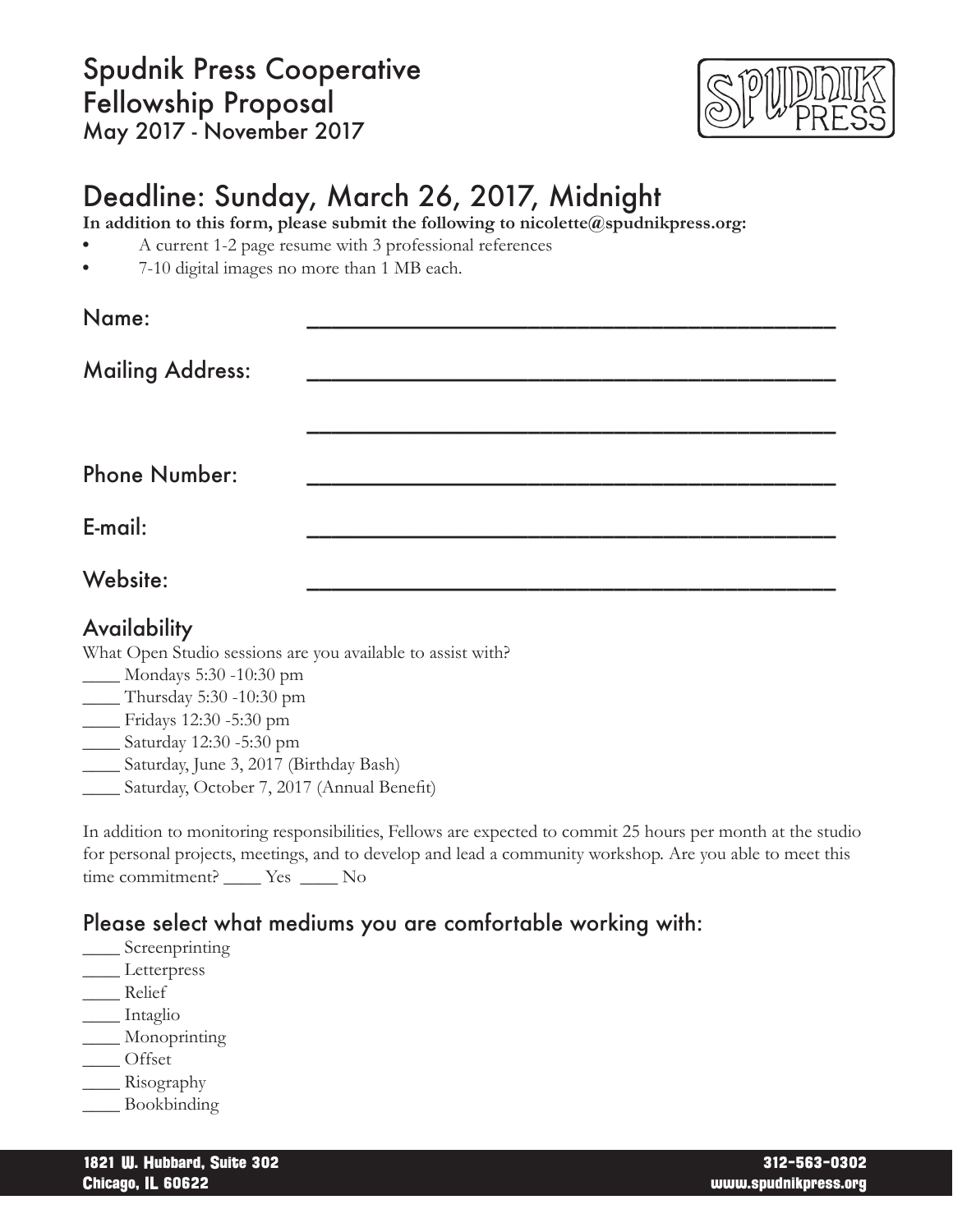# Spudnik Press Cooperative Fellowship Proposal

May 2017 - November 2017

## Deadline: Sunday, March 26, 2017, Midnight

**In addition to this form, please submit the following to nicolette@spudnikpress.org:**

- A current 1-2 page resume with 3 professional references
- 7-10 digital images no more than 1 MB each.

Name: ______________________________________________

Mailing Address: ______________________________________________

______________________________________________

Phone Number: ______________________________________________

E-mail: ______________________________________________

Website: ______________________________________________

### Availability

What Open Studio sessions are you available to assist with?

____ Mondays 5:30 -10:30 pm
____ Thursday 5:30 -10:30 pm
____ Fridays 12:30 -5:30 pm
____ Saturday 12:30 -5:30 pm
____ Saturday, June 3, 2017 (Birthday Bash)
____ Saturday, October 7, 2017 (Annual Benefit)

In addition to monitoring responsibilities, Fellows are expected to commit 25 hours per month at the studio for personal projects, meetings, and to develop and lead a community workshop. Are you able to meet this time commitment? ____ Yes ____ No

### Please select what mediums you are comfortable working with:

____ Screenprinting
____ Letterpress
____ Relief
____ Intaglio
____ Monoprinting
____ Offset
____ Risography
____ Bookbinding

1821 W. Hubbard, Suite 302
Chicago, IL 60622

312-563-0302
www.spudnikpress.org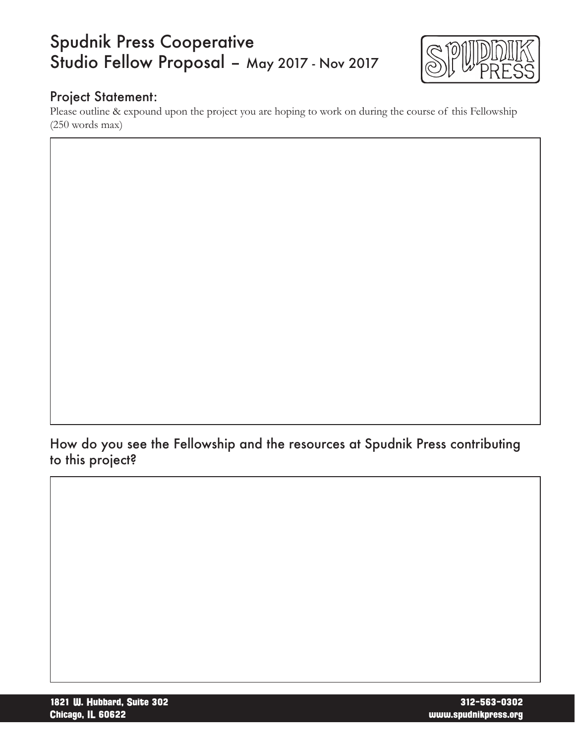# Spudnik Press Cooperative
# Studio Fellow Proposal – May 2017 - Nov 2017

## Project Statement:

Please outline & expound upon the project you are hoping to work on during the course of this Fellowship (250 words max)

## How do you see the Fellowship and the resources at Spudnik Press contributing to this project?

1821 W. Hubbard, Suite 302
Chicago, IL 60622

312-563-0302
www.spudnikpress.org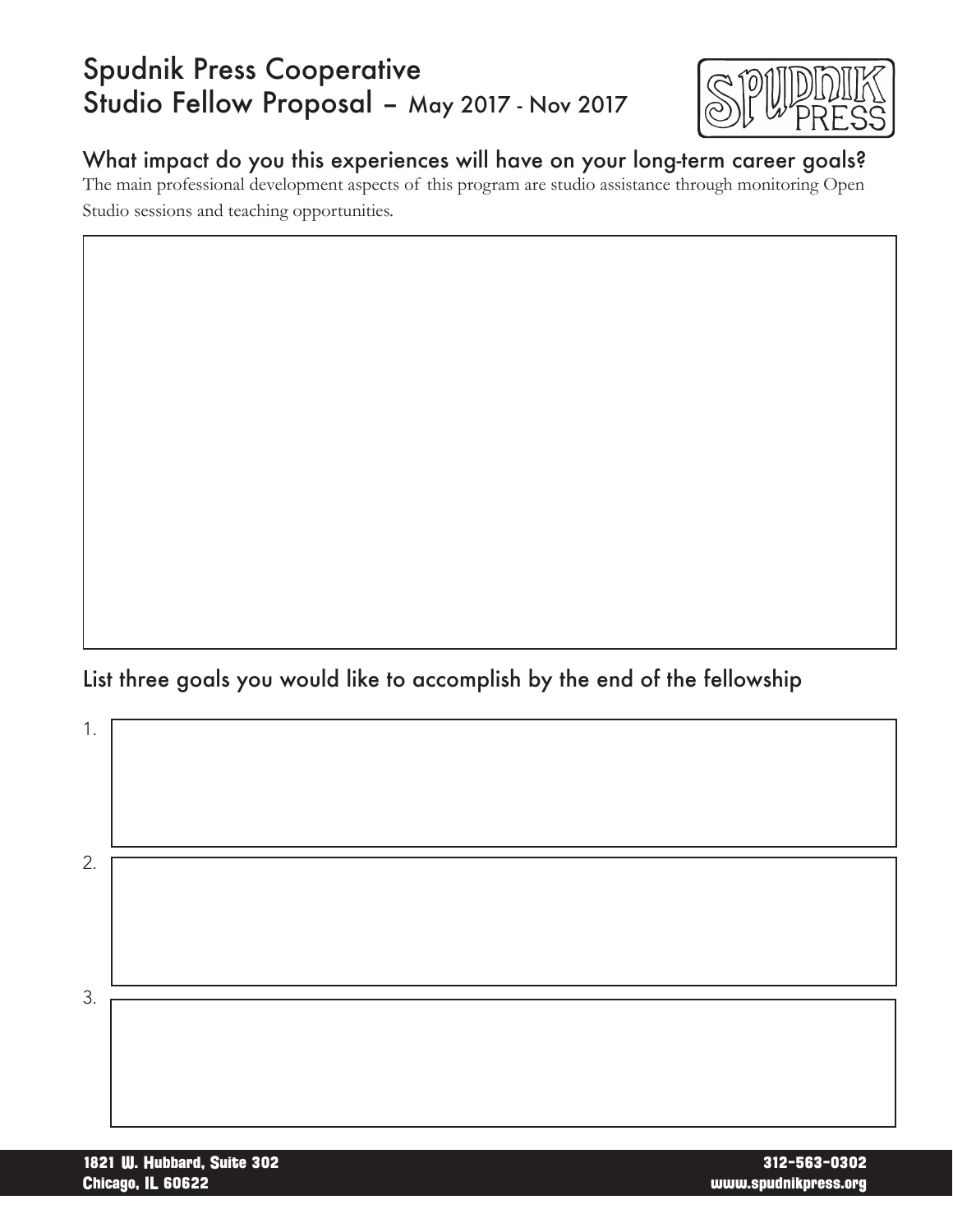# Spudnik Press Cooperative
# Studio Fellow Proposal – May 2017 - Nov 2017

## What impact do you this experiences will have on your long-term career goals?

The main professional development aspects of this program are studio assistance through monitoring Open Studio sessions and teaching opportunities.

## List three goals you would like to accomplish by the end of the fellowship

1.

2.

3.

1821 W. Hubbard, Suite 302
Chicago, IL 60622

312-563-0302
www.spudnikpress.org